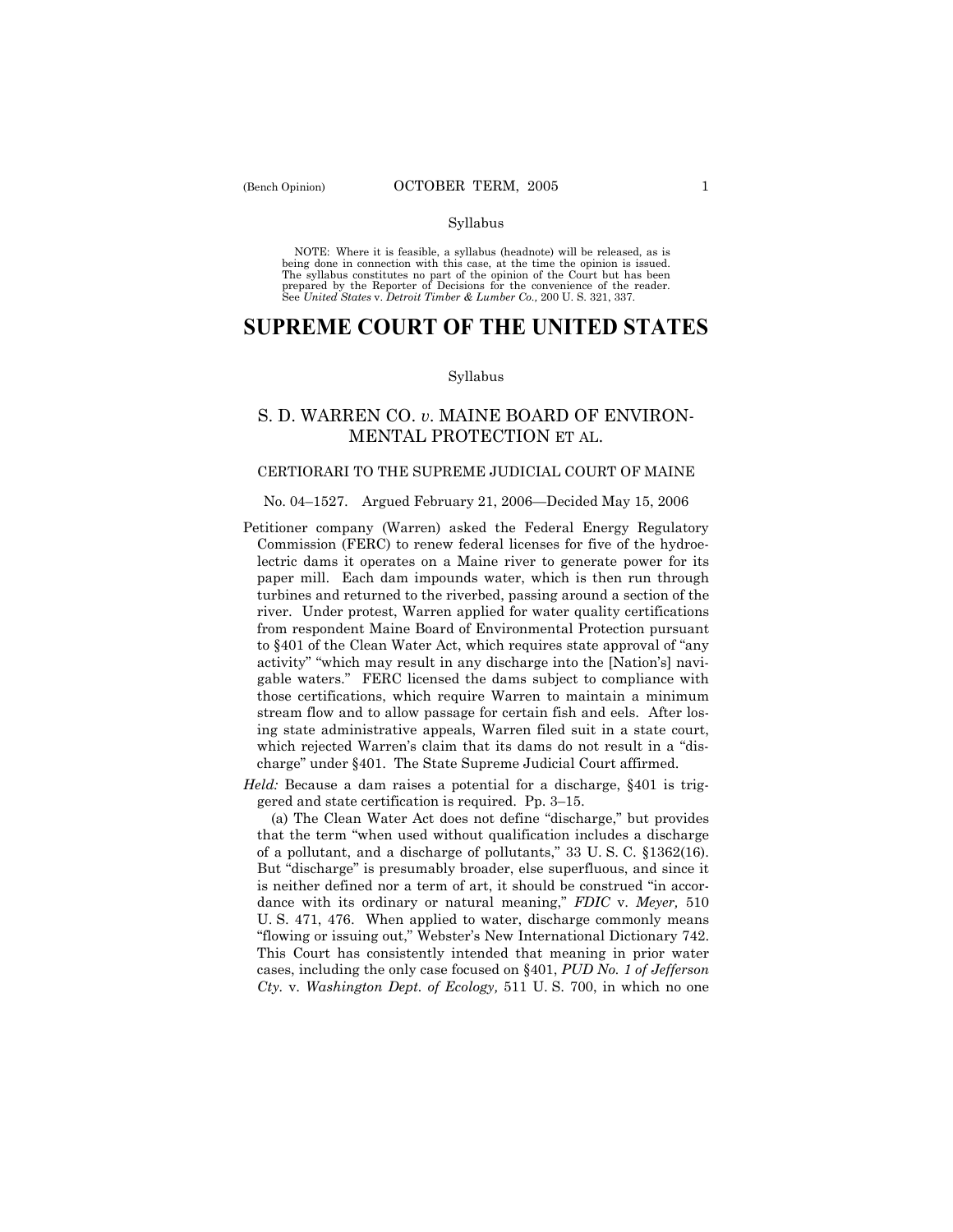Syllabus

NOTE: Where it is feasible, a syllabus (headnote) will be released, as is being done in connection with this case, at the time the opinion is issued. The syllabus constitutes no part of the opinion of the Court but has been prepared by the Reporter of Decisions for the convenience of the reader. See *United States* v. *Detroit Timber & Lumber Co.,* 200 U. S. 321, 337.

# SUPREME COURT OF THE UNITED STATES

Syllabus

## S. D. WARREN CO. *v.* MAINE BOARD OF ENVIRONMENTAL PROTECTION ET AL.

### CERTIORARI TO THE SUPREME JUDICIAL COURT OF MAINE

No. 04–1527. Argued February 21, 2006—Decided May 15, 2006

Petitioner company (Warren) asked the Federal Energy Regulatory Commission (FERC) to renew federal licenses for five of the hydroelectric dams it operates on a Maine river to generate power for its paper mill. Each dam impounds water, which is then run through turbines and returned to the riverbed, passing around a section of the river. Under protest, Warren applied for water quality certifications from respondent Maine Board of Environmental Protection pursuant to §401 of the Clean Water Act, which requires state approval of "any activity" "which may result in any discharge into the [Nation's] navigable waters." FERC licensed the dams subject to compliance with those certifications, which require Warren to maintain a minimum stream flow and to allow passage for certain fish and eels. After losing state administrative appeals, Warren filed suit in a state court, which rejected Warren's claim that its dams do not result in a "discharge" under §401. The State Supreme Judicial Court affirmed.

*Held:* Because a dam raises a potential for a discharge, §401 is triggered and state certification is required. Pp. 3–15.

(a) The Clean Water Act does not define "discharge," but provides that the term "when used without qualification includes a discharge of a pollutant, and a discharge of pollutants," 33 U. S. C. §1362(16). But "discharge" is presumably broader, else superfluous, and since it is neither defined nor a term of art, it should be construed "in accordance with its ordinary or natural meaning," *FDIC* v. *Meyer,* 510 U. S. 471, 476. When applied to water, discharge commonly means "flowing or issuing out," Webster's New International Dictionary 742. This Court has consistently intended that meaning in prior water cases, including the only case focused on §401, *PUD No. 1 of Jefferson Cty.* v. *Washington Dept. of Ecology,* 511 U. S. 700, in which no one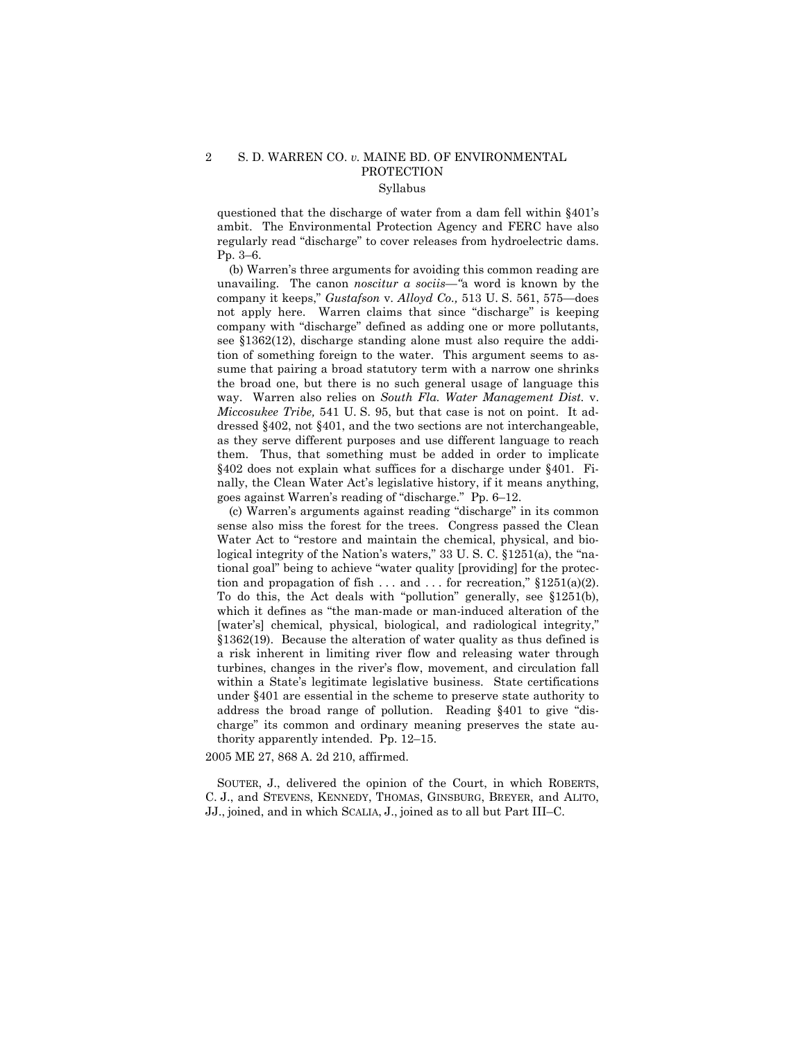questioned that the discharge of water from a dam fell within §401's ambit. The Environmental Protection Agency and FERC have also regularly read "discharge" to cover releases from hydroelectric dams. Pp. 3–6.

(b) Warren's three arguments for avoiding this common reading are unavailing. The canon *noscitur a sociis*—"a word is known by the company it keeps," *Gustafson* v. *Alloyd Co.,* 513 U. S. 561, 575—does not apply here. Warren claims that since "discharge" is keeping company with "discharge" defined as adding one or more pollutants, see §1362(12), discharge standing alone must also require the addition of something foreign to the water. This argument seems to assume that pairing a broad statutory term with a narrow one shrinks the broad one, but there is no such general usage of language this way. Warren also relies on *South Fla. Water Management Dist.* v. *Miccosukee Tribe,* 541 U. S. 95, but that case is not on point. It addressed §402, not §401, and the two sections are not interchangeable, as they serve different purposes and use different language to reach them. Thus, that something must be added in order to implicate §402 does not explain what suffices for a discharge under §401. Finally, the Clean Water Act's legislative history, if it means anything, goes against Warren's reading of "discharge." Pp. 6–12.

(c) Warren's arguments against reading "discharge" in its common sense also miss the forest for the trees. Congress passed the Clean Water Act to "restore and maintain the chemical, physical, and biological integrity of the Nation's waters," 33 U. S. C. §1251(a), the "national goal" being to achieve "water quality [providing] for the protection and propagation of fish . . . and . . . for recreation," §1251(a)(2). To do this, the Act deals with "pollution" generally, see §1251(b), which it defines as "the man-made or man-induced alteration of the [water's] chemical, physical, biological, and radiological integrity," §1362(19). Because the alteration of water quality as thus defined is a risk inherent in limiting river flow and releasing water through turbines, changes in the river's flow, movement, and circulation fall within a State's legitimate legislative business. State certifications under §401 are essential in the scheme to preserve state authority to address the broad range of pollution. Reading §401 to give "discharge" its common and ordinary meaning preserves the state authority apparently intended. Pp. 12–15.

2005 ME 27, 868 A. 2d 210, affirmed.

SOUTER, J., delivered the opinion of the Court, in which ROBERTS, C. J., and STEVENS, KENNEDY, THOMAS, GINSBURG, BREYER, and ALITO, JJ., joined, and in which SCALIA, J., joined as to all but Part III–C.